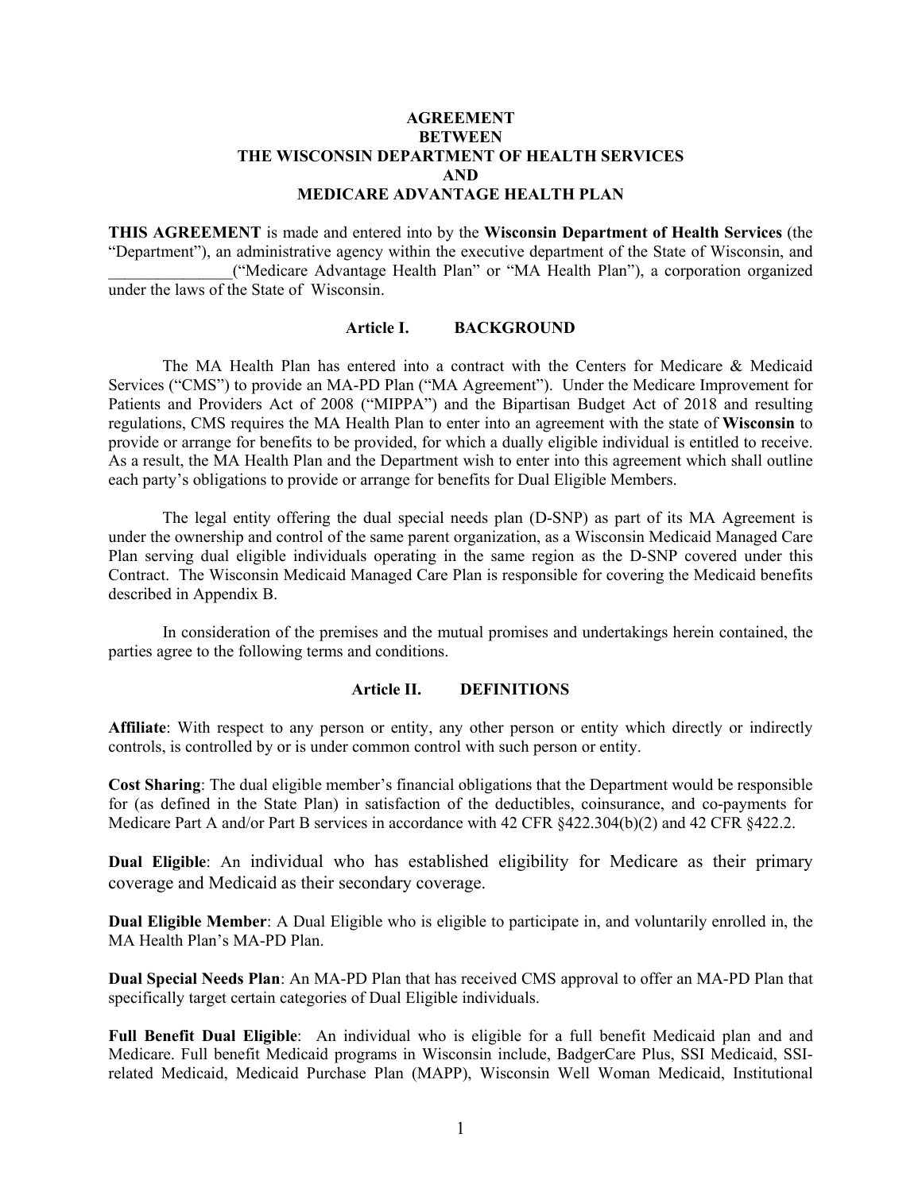**AGREEMENT**
**BETWEEN**
**THE WISCONSIN DEPARTMENT OF HEALTH SERVICES**
**AND**
**MEDICARE ADVANTAGE HEALTH PLAN**

**THIS AGREEMENT** is made and entered into by the **Wisconsin Department of Health Services** (the "Department"), an administrative agency within the executive department of the State of Wisconsin, and _______________("Medicare Advantage Health Plan" or "MA Health Plan"), a corporation organized under the laws of the State of Wisconsin.

## Article I. BACKGROUND

The MA Health Plan has entered into a contract with the Centers for Medicare & Medicaid Services ("CMS") to provide an MA-PD Plan ("MA Agreement"). Under the Medicare Improvement for Patients and Providers Act of 2008 ("MIPPA") and the Bipartisan Budget Act of 2018 and resulting regulations, CMS requires the MA Health Plan to enter into an agreement with the state of **Wisconsin** to provide or arrange for benefits to be provided, for which a dually eligible individual is entitled to receive. As a result, the MA Health Plan and the Department wish to enter into this agreement which shall outline each party's obligations to provide or arrange for benefits for Dual Eligible Members.

The legal entity offering the dual special needs plan (D-SNP) as part of its MA Agreement is under the ownership and control of the same parent organization, as a Wisconsin Medicaid Managed Care Plan serving dual eligible individuals operating in the same region as the D-SNP covered under this Contract. The Wisconsin Medicaid Managed Care Plan is responsible for covering the Medicaid benefits described in Appendix B.

In consideration of the premises and the mutual promises and undertakings herein contained, the parties agree to the following terms and conditions.

## Article II. DEFINITIONS

**Affiliate**: With respect to any person or entity, any other person or entity which directly or indirectly controls, is controlled by or is under common control with such person or entity.

**Cost Sharing**: The dual eligible member's financial obligations that the Department would be responsible for (as defined in the State Plan) in satisfaction of the deductibles, coinsurance, and co-payments for Medicare Part A and/or Part B services in accordance with 42 CFR §422.304(b)(2) and 42 CFR §422.2.

**Dual Eligible**: An individual who has established eligibility for Medicare as their primary coverage and Medicaid as their secondary coverage.

**Dual Eligible Member**: A Dual Eligible who is eligible to participate in, and voluntarily enrolled in, the MA Health Plan's MA-PD Plan.

**Dual Special Needs Plan**: An MA-PD Plan that has received CMS approval to offer an MA-PD Plan that specifically target certain categories of Dual Eligible individuals.

**Full Benefit Dual Eligible**: An individual who is eligible for a full benefit Medicaid plan and and Medicare. Full benefit Medicaid programs in Wisconsin include, BadgerCare Plus, SSI Medicaid, SSI-related Medicaid, Medicaid Purchase Plan (MAPP), Wisconsin Well Woman Medicaid, Institutional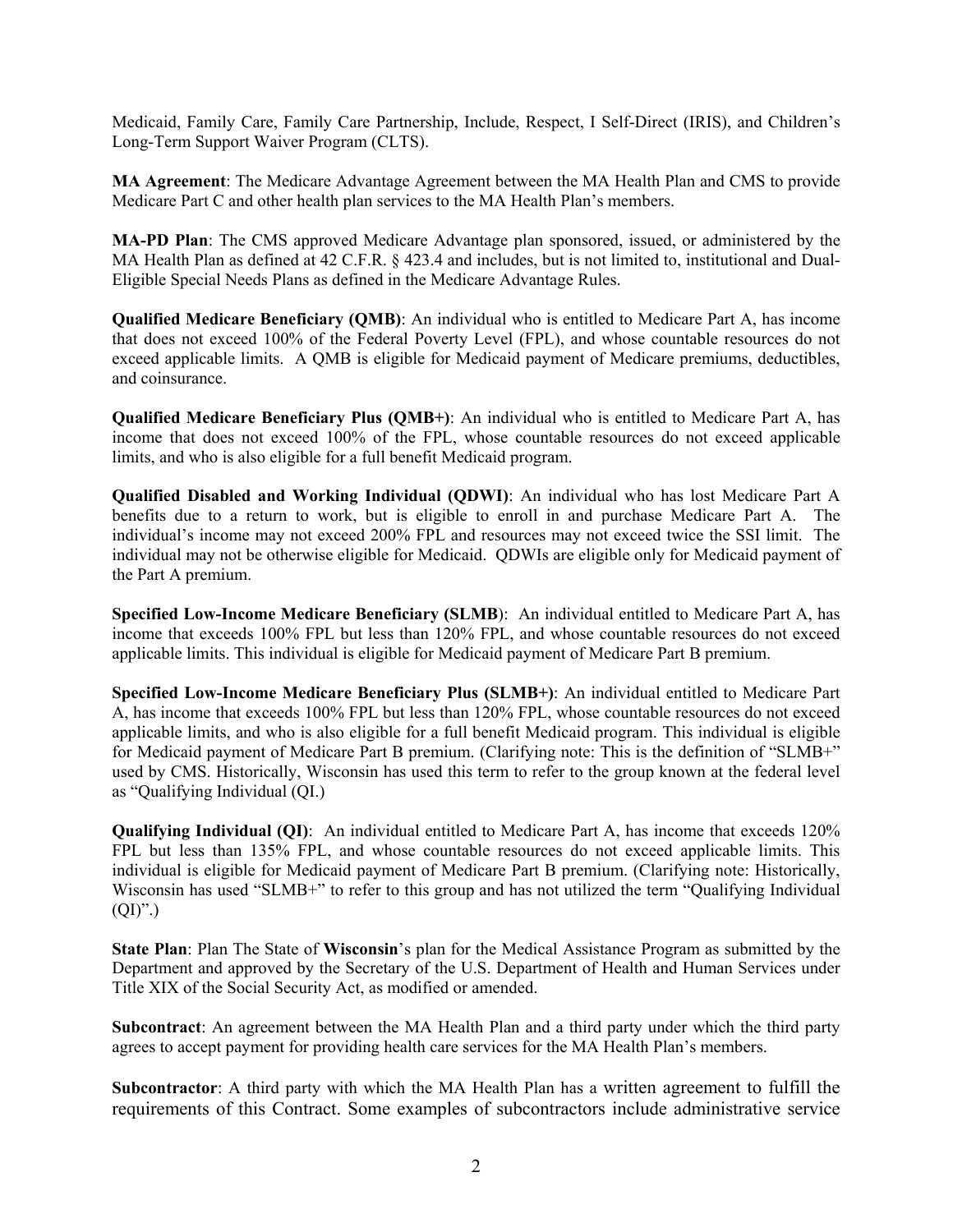Medicaid, Family Care, Family Care Partnership, Include, Respect, I Self-Direct (IRIS), and Children's Long-Term Support Waiver Program (CLTS).

**MA Agreement**: The Medicare Advantage Agreement between the MA Health Plan and CMS to provide Medicare Part C and other health plan services to the MA Health Plan's members.

**MA-PD Plan**: The CMS approved Medicare Advantage plan sponsored, issued, or administered by the MA Health Plan as defined at 42 C.F.R. § 423.4 and includes, but is not limited to, institutional and Dual-Eligible Special Needs Plans as defined in the Medicare Advantage Rules.

**Qualified Medicare Beneficiary (QMB)**: An individual who is entitled to Medicare Part A, has income that does not exceed 100% of the Federal Poverty Level (FPL), and whose countable resources do not exceed applicable limits. A QMB is eligible for Medicaid payment of Medicare premiums, deductibles, and coinsurance.

**Qualified Medicare Beneficiary Plus (QMB+)**: An individual who is entitled to Medicare Part A, has income that does not exceed 100% of the FPL, whose countable resources do not exceed applicable limits, and who is also eligible for a full benefit Medicaid program.

**Qualified Disabled and Working Individual (QDWI)**: An individual who has lost Medicare Part A benefits due to a return to work, but is eligible to enroll in and purchase Medicare Part A. The individual's income may not exceed 200% FPL and resources may not exceed twice the SSI limit. The individual may not be otherwise eligible for Medicaid. QDWIs are eligible only for Medicaid payment of the Part A premium.

**Specified Low-Income Medicare Beneficiary (SLMB**): An individual entitled to Medicare Part A, has income that exceeds 100% FPL but less than 120% FPL, and whose countable resources do not exceed applicable limits. This individual is eligible for Medicaid payment of Medicare Part B premium.

**Specified Low-Income Medicare Beneficiary Plus (SLMB+)**: An individual entitled to Medicare Part A, has income that exceeds 100% FPL but less than 120% FPL, whose countable resources do not exceed applicable limits, and who is also eligible for a full benefit Medicaid program. This individual is eligible for Medicaid payment of Medicare Part B premium. (Clarifying note: This is the definition of "SLMB+" used by CMS. Historically, Wisconsin has used this term to refer to the group known at the federal level as "Qualifying Individual (QI.)

**Qualifying Individual (QI)**: An individual entitled to Medicare Part A, has income that exceeds 120% FPL but less than 135% FPL, and whose countable resources do not exceed applicable limits. This individual is eligible for Medicaid payment of Medicare Part B premium. (Clarifying note: Historically, Wisconsin has used "SLMB+" to refer to this group and has not utilized the term "Qualifying Individual (QI)".)

**State Plan**: Plan The State of **Wisconsin**'s plan for the Medical Assistance Program as submitted by the Department and approved by the Secretary of the U.S. Department of Health and Human Services under Title XIX of the Social Security Act, as modified or amended.

**Subcontract**: An agreement between the MA Health Plan and a third party under which the third party agrees to accept payment for providing health care services for the MA Health Plan's members.

**Subcontractor**: A third party with which the MA Health Plan has a written agreement to fulfill the requirements of this Contract. Some examples of subcontractors include administrative service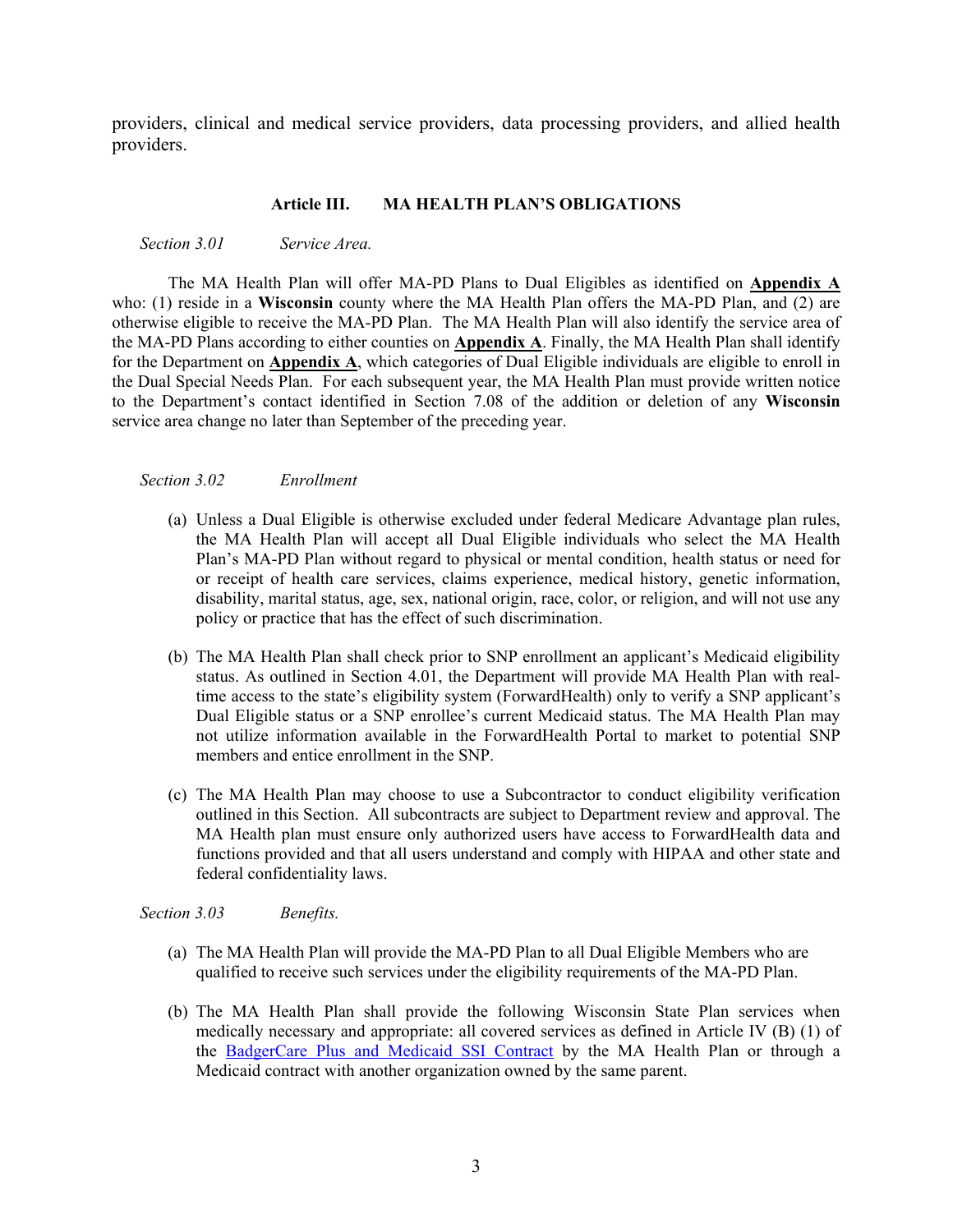providers, clinical and medical service providers, data processing providers, and allied health providers.

## Article III. MA HEALTH PLAN'S OBLIGATIONS

*Section 3.01 Service Area.*

The MA Health Plan will offer MA-PD Plans to Dual Eligibles as identified on **Appendix A** who: (1) reside in a **Wisconsin** county where the MA Health Plan offers the MA-PD Plan, and (2) are otherwise eligible to receive the MA-PD Plan. The MA Health Plan will also identify the service area of the MA-PD Plans according to either counties on **Appendix A**. Finally, the MA Health Plan shall identify for the Department on **Appendix A**, which categories of Dual Eligible individuals are eligible to enroll in the Dual Special Needs Plan. For each subsequent year, the MA Health Plan must provide written notice to the Department's contact identified in Section 7.08 of the addition or deletion of any **Wisconsin** service area change no later than September of the preceding year.

*Section 3.02 Enrollment*

(a) Unless a Dual Eligible is otherwise excluded under federal Medicare Advantage plan rules, the MA Health Plan will accept all Dual Eligible individuals who select the MA Health Plan's MA-PD Plan without regard to physical or mental condition, health status or need for or receipt of health care services, claims experience, medical history, genetic information, disability, marital status, age, sex, national origin, race, color, or religion, and will not use any policy or practice that has the effect of such discrimination.

(b) The MA Health Plan shall check prior to SNP enrollment an applicant's Medicaid eligibility status. As outlined in Section 4.01, the Department will provide MA Health Plan with real-time access to the state's eligibility system (ForwardHealth) only to verify a SNP applicant's Dual Eligible status or a SNP enrollee's current Medicaid status. The MA Health Plan may not utilize information available in the ForwardHealth Portal to market to potential SNP members and entice enrollment in the SNP.

(c) The MA Health Plan may choose to use a Subcontractor to conduct eligibility verification outlined in this Section. All subcontracts are subject to Department review and approval. The MA Health plan must ensure only authorized users have access to ForwardHealth data and functions provided and that all users understand and comply with HIPAA and other state and federal confidentiality laws.

*Section 3.03 Benefits.*

(a) The MA Health Plan will provide the MA-PD Plan to all Dual Eligible Members who are qualified to receive such services under the eligibility requirements of the MA-PD Plan.

(b) The MA Health Plan shall provide the following Wisconsin State Plan services when medically necessary and appropriate: all covered services as defined in Article IV (B) (1) of the BadgerCare Plus and Medicaid SSI Contract by the MA Health Plan or through a Medicaid contract with another organization owned by the same parent.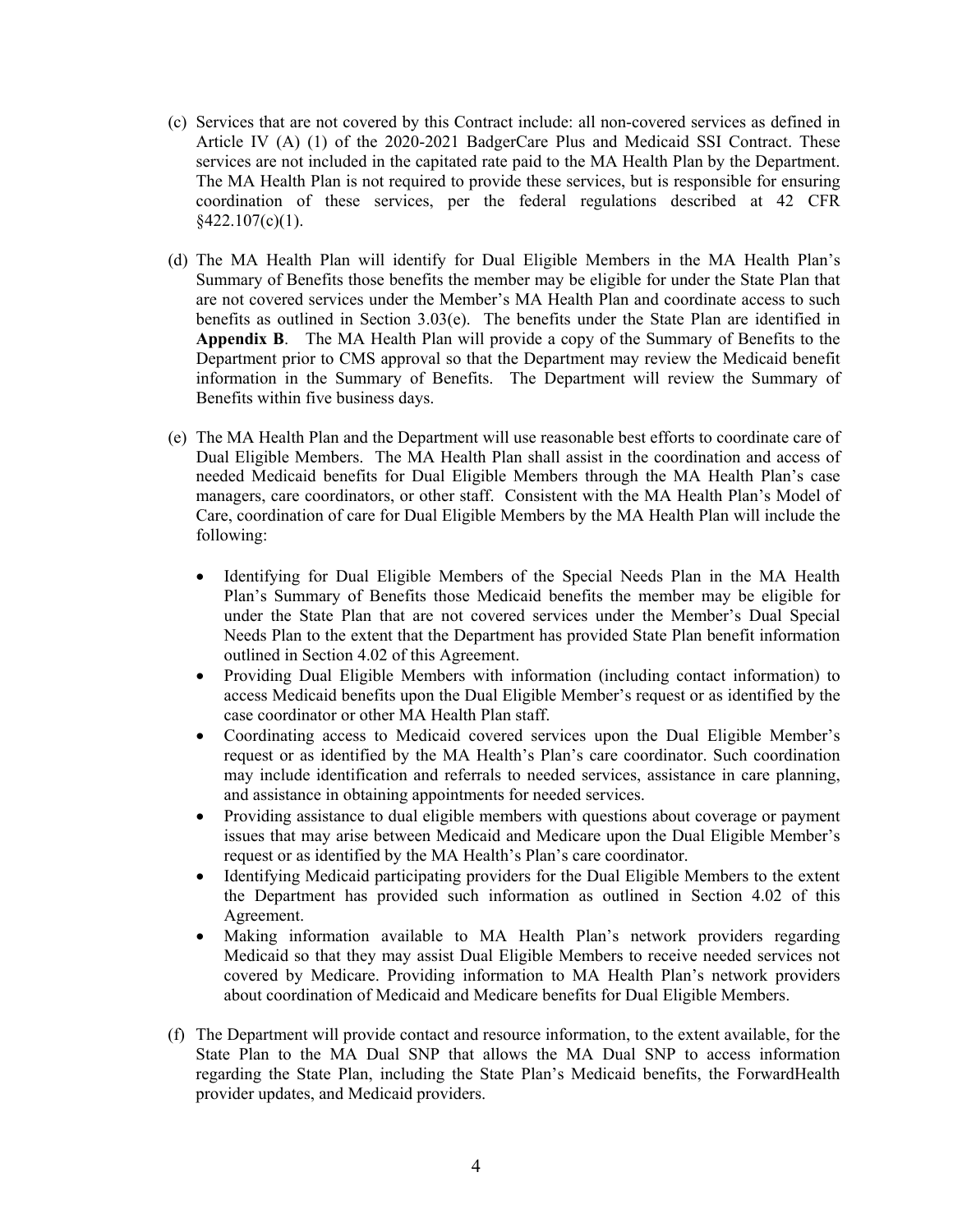(c) Services that are not covered by this Contract include: all non-covered services as defined in Article IV (A) (1) of the 2020-2021 BadgerCare Plus and Medicaid SSI Contract. These services are not included in the capitated rate paid to the MA Health Plan by the Department. The MA Health Plan is not required to provide these services, but is responsible for ensuring coordination of these services, per the federal regulations described at 42 CFR §422.107(c)(1).

(d) The MA Health Plan will identify for Dual Eligible Members in the MA Health Plan's Summary of Benefits those benefits the member may be eligible for under the State Plan that are not covered services under the Member's MA Health Plan and coordinate access to such benefits as outlined in Section 3.03(e). The benefits under the State Plan are identified in **Appendix B**. The MA Health Plan will provide a copy of the Summary of Benefits to the Department prior to CMS approval so that the Department may review the Medicaid benefit information in the Summary of Benefits. The Department will review the Summary of Benefits within five business days.

(e) The MA Health Plan and the Department will use reasonable best efforts to coordinate care of Dual Eligible Members. The MA Health Plan shall assist in the coordination and access of needed Medicaid benefits for Dual Eligible Members through the MA Health Plan's case managers, care coordinators, or other staff. Consistent with the MA Health Plan's Model of Care, coordination of care for Dual Eligible Members by the MA Health Plan will include the following:

- Identifying for Dual Eligible Members of the Special Needs Plan in the MA Health Plan's Summary of Benefits those Medicaid benefits the member may be eligible for under the State Plan that are not covered services under the Member's Dual Special Needs Plan to the extent that the Department has provided State Plan benefit information outlined in Section 4.02 of this Agreement.
- Providing Dual Eligible Members with information (including contact information) to access Medicaid benefits upon the Dual Eligible Member's request or as identified by the case coordinator or other MA Health Plan staff.
- Coordinating access to Medicaid covered services upon the Dual Eligible Member's request or as identified by the MA Health's Plan's care coordinator. Such coordination may include identification and referrals to needed services, assistance in care planning, and assistance in obtaining appointments for needed services.
- Providing assistance to dual eligible members with questions about coverage or payment issues that may arise between Medicaid and Medicare upon the Dual Eligible Member's request or as identified by the MA Health's Plan's care coordinator.
- Identifying Medicaid participating providers for the Dual Eligible Members to the extent the Department has provided such information as outlined in Section 4.02 of this Agreement.
- Making information available to MA Health Plan's network providers regarding Medicaid so that they may assist Dual Eligible Members to receive needed services not covered by Medicare. Providing information to MA Health Plan's network providers about coordination of Medicaid and Medicare benefits for Dual Eligible Members.

(f) The Department will provide contact and resource information, to the extent available, for the State Plan to the MA Dual SNP that allows the MA Dual SNP to access information regarding the State Plan, including the State Plan's Medicaid benefits, the ForwardHealth provider updates, and Medicaid providers.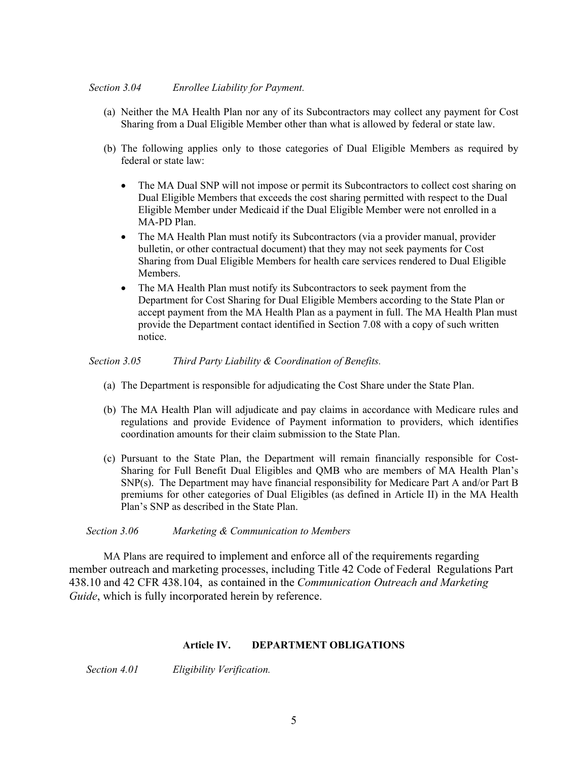*Section 3.04 Enrollee Liability for Payment.*

(a) Neither the MA Health Plan nor any of its Subcontractors may collect any payment for Cost Sharing from a Dual Eligible Member other than what is allowed by federal or state law.

(b) The following applies only to those categories of Dual Eligible Members as required by federal or state law:

- The MA Dual SNP will not impose or permit its Subcontractors to collect cost sharing on Dual Eligible Members that exceeds the cost sharing permitted with respect to the Dual Eligible Member under Medicaid if the Dual Eligible Member were not enrolled in a MA-PD Plan.
- The MA Health Plan must notify its Subcontractors (via a provider manual, provider bulletin, or other contractual document) that they may not seek payments for Cost Sharing from Dual Eligible Members for health care services rendered to Dual Eligible Members.
- The MA Health Plan must notify its Subcontractors to seek payment from the Department for Cost Sharing for Dual Eligible Members according to the State Plan or accept payment from the MA Health Plan as a payment in full. The MA Health Plan must provide the Department contact identified in Section 7.08 with a copy of such written notice.

*Section 3.05 Third Party Liability & Coordination of Benefits.*

(a) The Department is responsible for adjudicating the Cost Share under the State Plan.

(b) The MA Health Plan will adjudicate and pay claims in accordance with Medicare rules and regulations and provide Evidence of Payment information to providers, which identifies coordination amounts for their claim submission to the State Plan.

(c) Pursuant to the State Plan, the Department will remain financially responsible for Cost-Sharing for Full Benefit Dual Eligibles and QMB who are members of MA Health Plan's SNP(s). The Department may have financial responsibility for Medicare Part A and/or Part B premiums for other categories of Dual Eligibles (as defined in Article II) in the MA Health Plan's SNP as described in the State Plan.

*Section 3.06 Marketing & Communication to Members*

MA Plans are required to implement and enforce all of the requirements regarding member outreach and marketing processes, including Title 42 Code of Federal Regulations Part 438.10 and 42 CFR 438.104, as contained in the *Communication Outreach and Marketing Guide*, which is fully incorporated herein by reference.

## Article IV. DEPARTMENT OBLIGATIONS

*Section 4.01 Eligibility Verification.*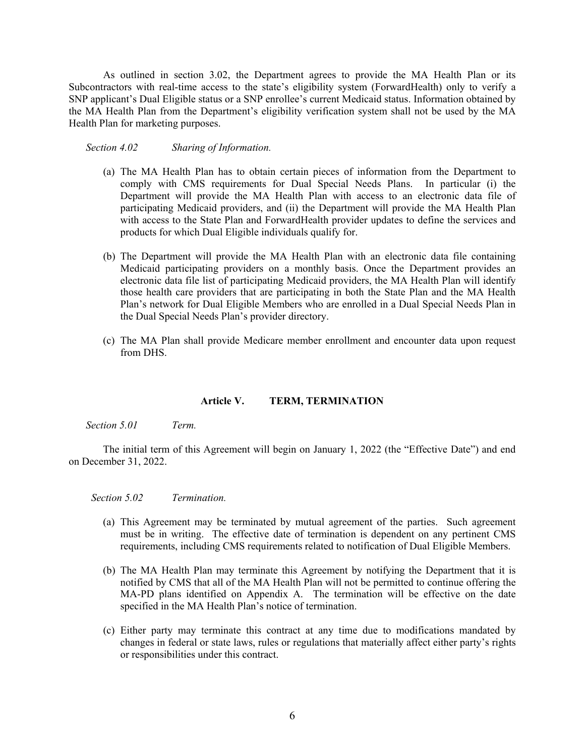As outlined in section 3.02, the Department agrees to provide the MA Health Plan or its Subcontractors with real-time access to the state's eligibility system (ForwardHealth) only to verify a SNP applicant's Dual Eligible status or a SNP enrollee's current Medicaid status. Information obtained by the MA Health Plan from the Department's eligibility verification system shall not be used by the MA Health Plan for marketing purposes.

*Section 4.02 Sharing of Information.*

(a) The MA Health Plan has to obtain certain pieces of information from the Department to comply with CMS requirements for Dual Special Needs Plans. In particular (i) the Department will provide the MA Health Plan with access to an electronic data file of participating Medicaid providers, and (ii) the Department will provide the MA Health Plan with access to the State Plan and ForwardHealth provider updates to define the services and products for which Dual Eligible individuals qualify for.

(b) The Department will provide the MA Health Plan with an electronic data file containing Medicaid participating providers on a monthly basis. Once the Department provides an electronic data file list of participating Medicaid providers, the MA Health Plan will identify those health care providers that are participating in both the State Plan and the MA Health Plan's network for Dual Eligible Members who are enrolled in a Dual Special Needs Plan in the Dual Special Needs Plan's provider directory.

(c) The MA Plan shall provide Medicare member enrollment and encounter data upon request from DHS.

## Article V. TERM, TERMINATION

*Section 5.01 Term.*

The initial term of this Agreement will begin on January 1, 2022 (the "Effective Date") and end on December 31, 2022.

*Section 5.02 Termination.*

(a) This Agreement may be terminated by mutual agreement of the parties. Such agreement must be in writing. The effective date of termination is dependent on any pertinent CMS requirements, including CMS requirements related to notification of Dual Eligible Members.

(b) The MA Health Plan may terminate this Agreement by notifying the Department that it is notified by CMS that all of the MA Health Plan will not be permitted to continue offering the MA-PD plans identified on Appendix A. The termination will be effective on the date specified in the MA Health Plan's notice of termination.

(c) Either party may terminate this contract at any time due to modifications mandated by changes in federal or state laws, rules or regulations that materially affect either party's rights or responsibilities under this contract.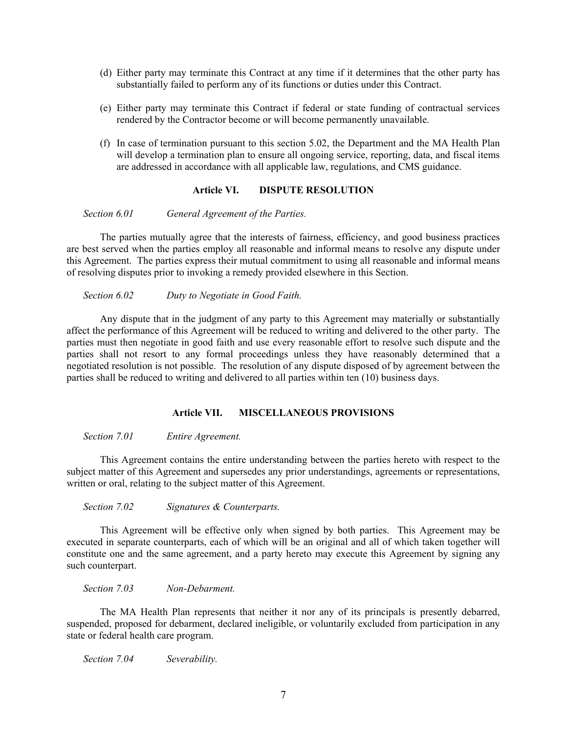(d) Either party may terminate this Contract at any time if it determines that the other party has substantially failed to perform any of its functions or duties under this Contract.

(e) Either party may terminate this Contract if federal or state funding of contractual services rendered by the Contractor become or will become permanently unavailable.

(f) In case of termination pursuant to this section 5.02, the Department and the MA Health Plan will develop a termination plan to ensure all ongoing service, reporting, data, and fiscal items are addressed in accordance with all applicable law, regulations, and CMS guidance.

## Article VI. DISPUTE RESOLUTION

*Section 6.01 General Agreement of the Parties.*

The parties mutually agree that the interests of fairness, efficiency, and good business practices are best served when the parties employ all reasonable and informal means to resolve any dispute under this Agreement. The parties express their mutual commitment to using all reasonable and informal means of resolving disputes prior to invoking a remedy provided elsewhere in this Section.

*Section 6.02 Duty to Negotiate in Good Faith.*

Any dispute that in the judgment of any party to this Agreement may materially or substantially affect the performance of this Agreement will be reduced to writing and delivered to the other party. The parties must then negotiate in good faith and use every reasonable effort to resolve such dispute and the parties shall not resort to any formal proceedings unless they have reasonably determined that a negotiated resolution is not possible. The resolution of any dispute disposed of by agreement between the parties shall be reduced to writing and delivered to all parties within ten (10) business days.

## Article VII. MISCELLANEOUS PROVISIONS

*Section 7.01 Entire Agreement.*

This Agreement contains the entire understanding between the parties hereto with respect to the subject matter of this Agreement and supersedes any prior understandings, agreements or representations, written or oral, relating to the subject matter of this Agreement.

*Section 7.02 Signatures & Counterparts.*

This Agreement will be effective only when signed by both parties. This Agreement may be executed in separate counterparts, each of which will be an original and all of which taken together will constitute one and the same agreement, and a party hereto may execute this Agreement by signing any such counterpart.

*Section 7.03 Non-Debarment.*

The MA Health Plan represents that neither it nor any of its principals is presently debarred, suspended, proposed for debarment, declared ineligible, or voluntarily excluded from participation in any state or federal health care program.

*Section 7.04 Severability.*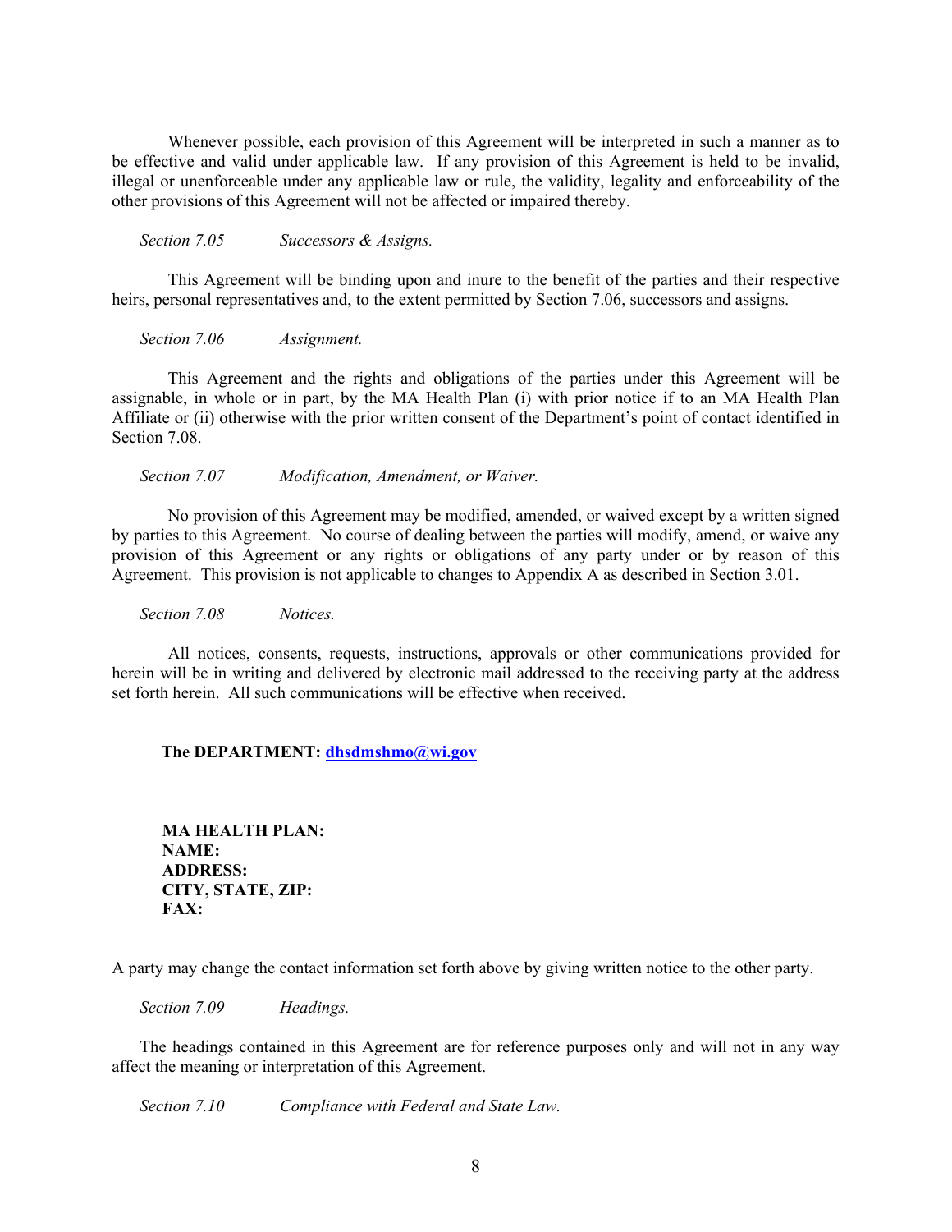Whenever possible, each provision of this Agreement will be interpreted in such a manner as to be effective and valid under applicable law. If any provision of this Agreement is held to be invalid, illegal or unenforceable under any applicable law or rule, the validity, legality and enforceability of the other provisions of this Agreement will not be affected or impaired thereby.

*Section 7.05 Successors & Assigns.*

This Agreement will be binding upon and inure to the benefit of the parties and their respective heirs, personal representatives and, to the extent permitted by Section 7.06, successors and assigns.

*Section 7.06 Assignment.*

This Agreement and the rights and obligations of the parties under this Agreement will be assignable, in whole or in part, by the MA Health Plan (i) with prior notice if to an MA Health Plan Affiliate or (ii) otherwise with the prior written consent of the Department's point of contact identified in Section 7.08.

*Section 7.07 Modification, Amendment, or Waiver.*

No provision of this Agreement may be modified, amended, or waived except by a written signed by parties to this Agreement. No course of dealing between the parties will modify, amend, or waive any provision of this Agreement or any rights or obligations of any party under or by reason of this Agreement. This provision is not applicable to changes to Appendix A as described in Section 3.01.

*Section 7.08 Notices.*

All notices, consents, requests, instructions, approvals or other communications provided for herein will be in writing and delivered by electronic mail addressed to the receiving party at the address set forth herein. All such communications will be effective when received.

**The DEPARTMENT: dhsdmshmo@wi.gov**

**MA HEALTH PLAN:**
**NAME:**
**ADDRESS:**
**CITY, STATE, ZIP:**
**FAX:**

A party may change the contact information set forth above by giving written notice to the other party.

*Section 7.09 Headings.*

The headings contained in this Agreement are for reference purposes only and will not in any way affect the meaning or interpretation of this Agreement.

*Section 7.10 Compliance with Federal and State Law.*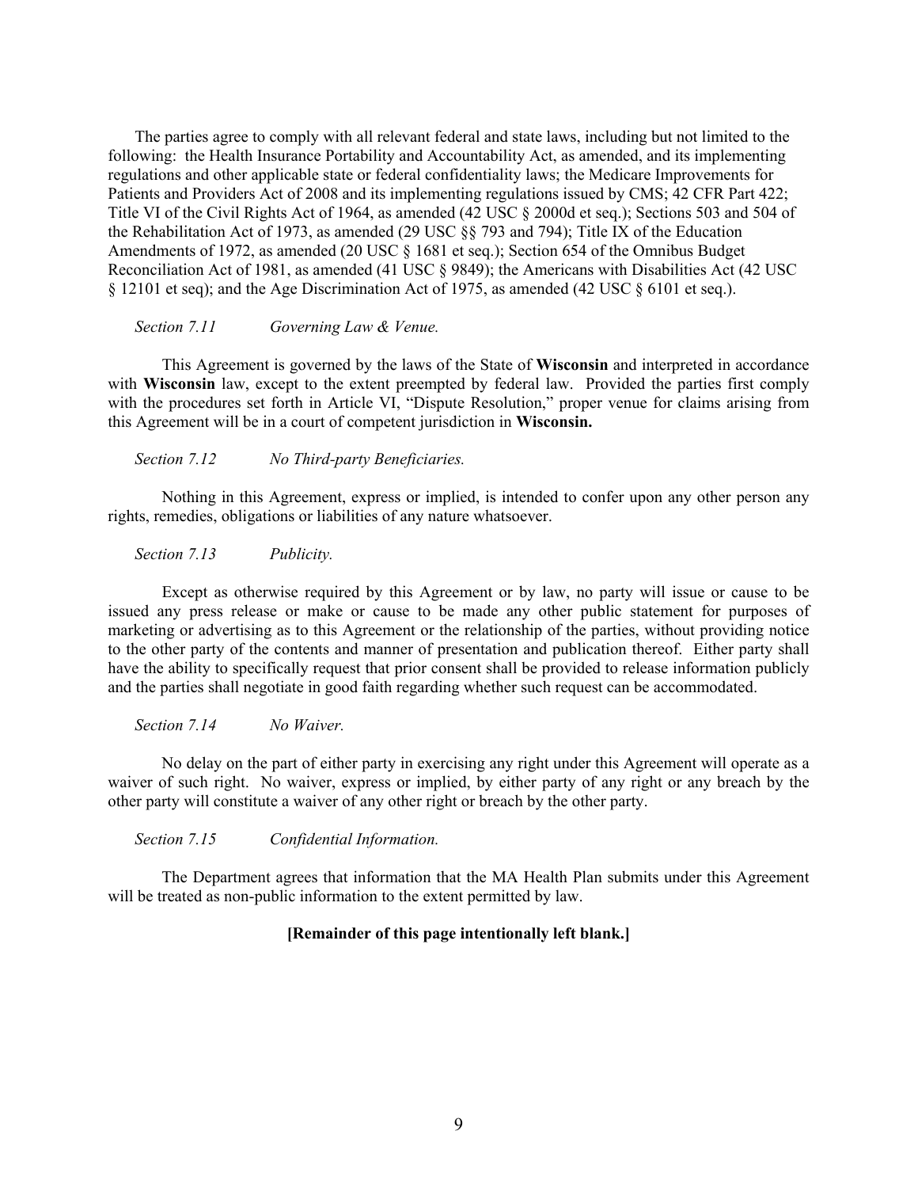The parties agree to comply with all relevant federal and state laws, including but not limited to the following: the Health Insurance Portability and Accountability Act, as amended, and its implementing regulations and other applicable state or federal confidentiality laws; the Medicare Improvements for Patients and Providers Act of 2008 and its implementing regulations issued by CMS; 42 CFR Part 422; Title VI of the Civil Rights Act of 1964, as amended (42 USC § 2000d et seq.); Sections 503 and 504 of the Rehabilitation Act of 1973, as amended (29 USC §§ 793 and 794); Title IX of the Education Amendments of 1972, as amended (20 USC § 1681 et seq.); Section 654 of the Omnibus Budget Reconciliation Act of 1981, as amended (41 USC § 9849); the Americans with Disabilities Act (42 USC § 12101 et seq); and the Age Discrimination Act of 1975, as amended (42 USC § 6101 et seq.).

*Section 7.11 Governing Law & Venue.*

This Agreement is governed by the laws of the State of **Wisconsin** and interpreted in accordance with **Wisconsin** law, except to the extent preempted by federal law. Provided the parties first comply with the procedures set forth in Article VI, "Dispute Resolution," proper venue for claims arising from this Agreement will be in a court of competent jurisdiction in **Wisconsin.**

*Section 7.12 No Third-party Beneficiaries.*

Nothing in this Agreement, express or implied, is intended to confer upon any other person any rights, remedies, obligations or liabilities of any nature whatsoever.

*Section 7.13 Publicity.*

Except as otherwise required by this Agreement or by law, no party will issue or cause to be issued any press release or make or cause to be made any other public statement for purposes of marketing or advertising as to this Agreement or the relationship of the parties, without providing notice to the other party of the contents and manner of presentation and publication thereof. Either party shall have the ability to specifically request that prior consent shall be provided to release information publicly and the parties shall negotiate in good faith regarding whether such request can be accommodated.

*Section 7.14 No Waiver.*

No delay on the part of either party in exercising any right under this Agreement will operate as a waiver of such right. No waiver, express or implied, by either party of any right or any breach by the other party will constitute a waiver of any other right or breach by the other party.

*Section 7.15 Confidential Information.*

The Department agrees that information that the MA Health Plan submits under this Agreement will be treated as non-public information to the extent permitted by law.

**[Remainder of this page intentionally left blank.]**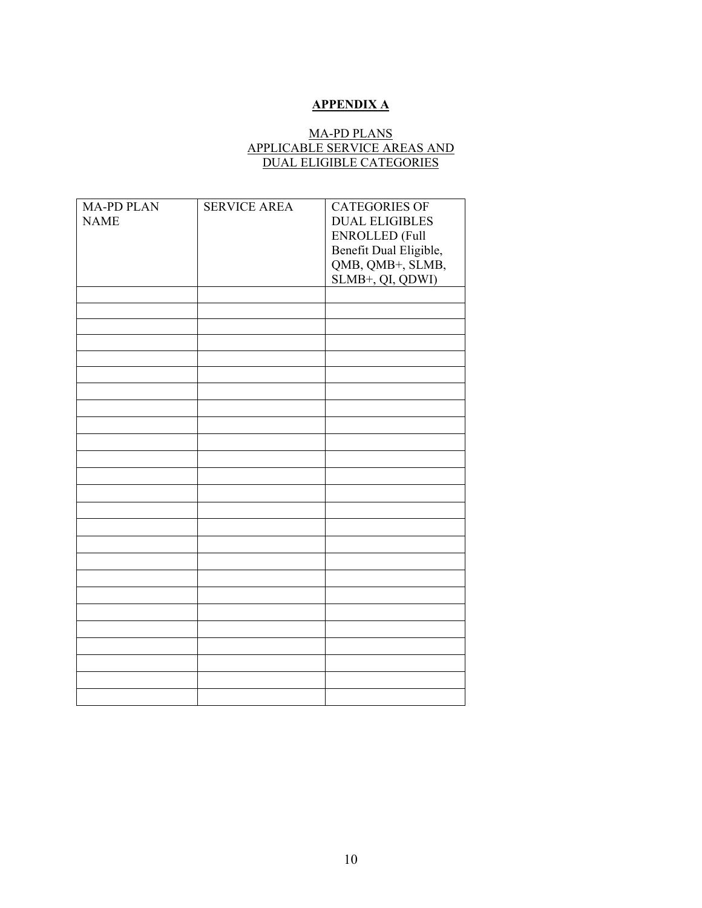**APPENDIX A**

MA-PD PLANS
APPLICABLE SERVICE AREAS AND
DUAL ELIGIBLE CATEGORIES

| MA-PD PLAN NAME | SERVICE AREA | CATEGORIES OF DUAL ELIGIBLES ENROLLED (Full Benefit Dual Eligible, QMB, QMB+, SLMB, SLMB+, QI, QDWI) |
|---|---|---|
| | | |
| | | |
| | | |
| | | |
| | | |
| | | |
| | | |
| | | |
| | | |
| | | |
| | | |
| | | |
| | | |
| | | |
| | | |
| | | |
| | | |
| | | |
| | | |
| | | |
| | | |
| | | |
| | | |
| | | |
| | | |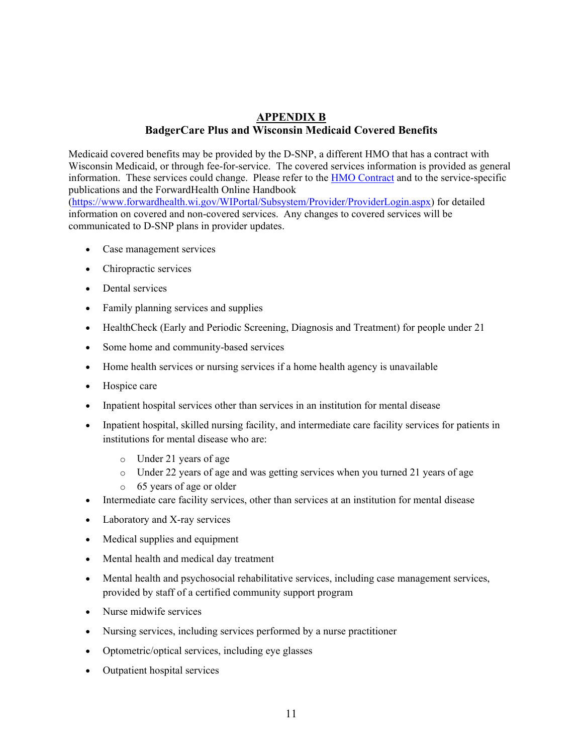# APPENDIX B
## BadgerCare Plus and Wisconsin Medicaid Covered Benefits

Medicaid covered benefits may be provided by the D-SNP, a different HMO that has a contract with Wisconsin Medicaid, or through fee-for-service. The covered services information is provided as general information. These services could change. Please refer to the [HMO Contract]() and to the service-specific publications and the ForwardHealth Online Handbook ([https://www.forwardhealth.wi.gov/WIPortal/Subsystem/Provider/ProviderLogin.aspx](https://www.forwardhealth.wi.gov/WIPortal/Subsystem/Provider/ProviderLogin.aspx)) for detailed information on covered and non-covered services. Any changes to covered services will be communicated to D-SNP plans in provider updates.

- Case management services
- Chiropractic services
- Dental services
- Family planning services and supplies
- HealthCheck (Early and Periodic Screening, Diagnosis and Treatment) for people under 21
- Some home and community-based services
- Home health services or nursing services if a home health agency is unavailable
- Hospice care
- Inpatient hospital services other than services in an institution for mental disease
- Inpatient hospital, skilled nursing facility, and intermediate care facility services for patients in institutions for mental disease who are:
  - Under 21 years of age
  - Under 22 years of age and was getting services when you turned 21 years of age
  - 65 years of age or older
- Intermediate care facility services, other than services at an institution for mental disease
- Laboratory and X-ray services
- Medical supplies and equipment
- Mental health and medical day treatment
- Mental health and psychosocial rehabilitative services, including case management services, provided by staff of a certified community support program
- Nurse midwife services
- Nursing services, including services performed by a nurse practitioner
- Optometric/optical services, including eye glasses
- Outpatient hospital services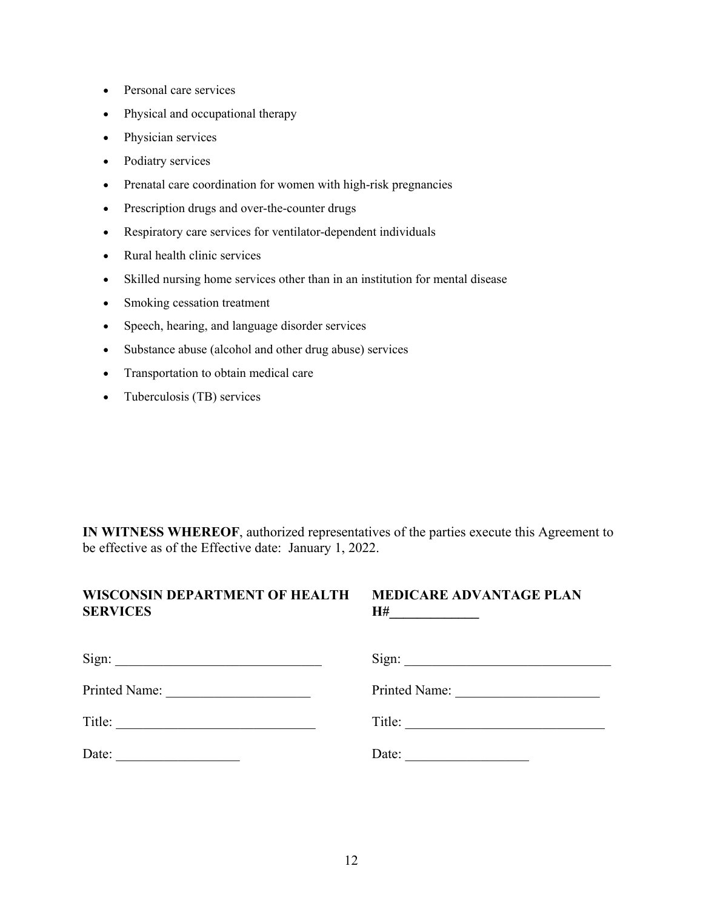- Personal care services
- Physical and occupational therapy
- Physician services
- Podiatry services
- Prenatal care coordination for women with high-risk pregnancies
- Prescription drugs and over-the-counter drugs
- Respiratory care services for ventilator-dependent individuals
- Rural health clinic services
- Skilled nursing home services other than in an institution for mental disease
- Smoking cessation treatment
- Speech, hearing, and language disorder services
- Substance abuse (alcohol and other drug abuse) services
- Transportation to obtain medical care
- Tuberculosis (TB) services

**IN WITNESS WHEREOF**, authorized representatives of the parties execute this Agreement to be effective as of the Effective date: January 1, 2022.

| **WISCONSIN DEPARTMENT OF HEALTH SERVICES** | **MEDICARE ADVANTAGE PLAN H#\_\_\_\_\_\_\_\_\_\_\_\_\_** |
|---|---|
| Sign: \_\_\_\_\_\_\_\_\_\_\_\_\_\_\_\_\_\_\_\_\_\_\_\_\_\_\_\_\_\_ | Sign: \_\_\_\_\_\_\_\_\_\_\_\_\_\_\_\_\_\_\_\_\_\_\_\_\_\_\_\_\_\_ |
| Printed Name: \_\_\_\_\_\_\_\_\_\_\_\_\_\_\_\_\_\_\_\_\_ | Printed Name: \_\_\_\_\_\_\_\_\_\_\_\_\_\_\_\_\_\_\_\_\_ |
| Title: \_\_\_\_\_\_\_\_\_\_\_\_\_\_\_\_\_\_\_\_\_\_\_\_\_\_\_\_\_ | Title: \_\_\_\_\_\_\_\_\_\_\_\_\_\_\_\_\_\_\_\_\_\_\_\_\_\_\_\_\_ |
| Date: \_\_\_\_\_\_\_\_\_\_\_\_\_\_\_\_\_\_ | Date: \_\_\_\_\_\_\_\_\_\_\_\_\_\_\_\_\_\_ |